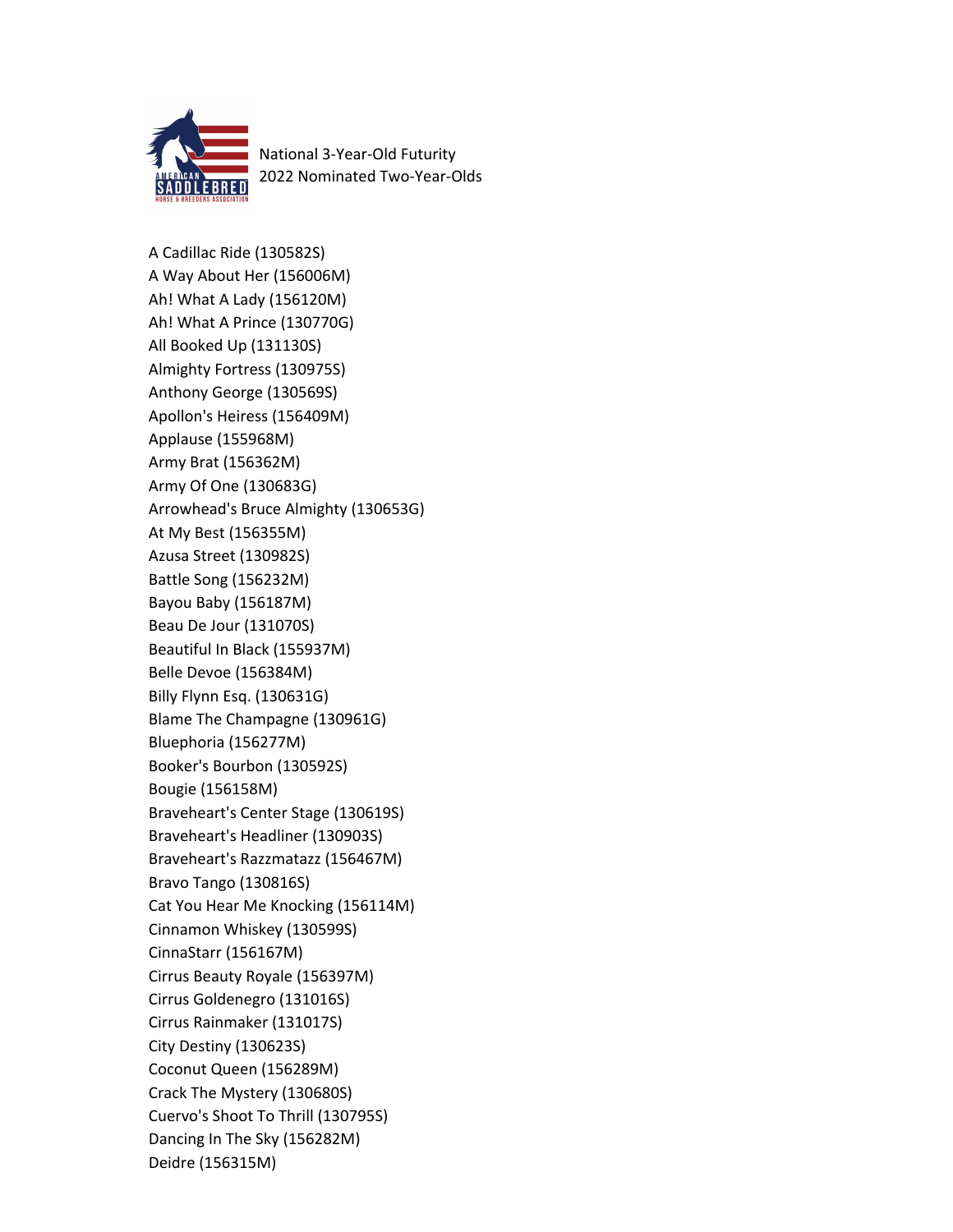National 3-Year-Old Futurity
2022 Nominated Two-Year-Olds

A Cadillac Ride (130582S)
A Way About Her (156006M)
Ah! What A Lady (156120M)
Ah! What A Prince (130770G)
All Booked Up (131130S)
Almighty Fortress (130975S)
Anthony George (130569S)
Apollon's Heiress (156409M)
Applause (155968M)
Army Brat (156362M)
Army Of One (130683G)
Arrowhead's Bruce Almighty (130653G)
At My Best (156355M)
Azusa Street (130982S)
Battle Song (156232M)
Bayou Baby (156187M)
Beau De Jour (131070S)
Beautiful In Black (155937M)
Belle Devoe (156384M)
Billy Flynn Esq. (130631G)
Blame The Champagne (130961G)
Bluephoria (156277M)
Booker's Bourbon (130592S)
Bougie (156158M)
Braveheart's Center Stage (130619S)
Braveheart's Headliner (130903S)
Braveheart's Razzmatazz (156467M)
Bravo Tango (130816S)
Cat You Hear Me Knocking (156114M)
Cinnamon Whiskey (130599S)
CinnaStarr (156167M)
Cirrus Beauty Royale (156397M)
Cirrus Goldenegro (131016S)
Cirrus Rainmaker (131017S)
City Destiny (130623S)
Coconut Queen (156289M)
Crack The Mystery (130680S)
Cuervo's Shoot To Thrill (130795S)
Dancing In The Sky (156282M)
Deidre (156315M)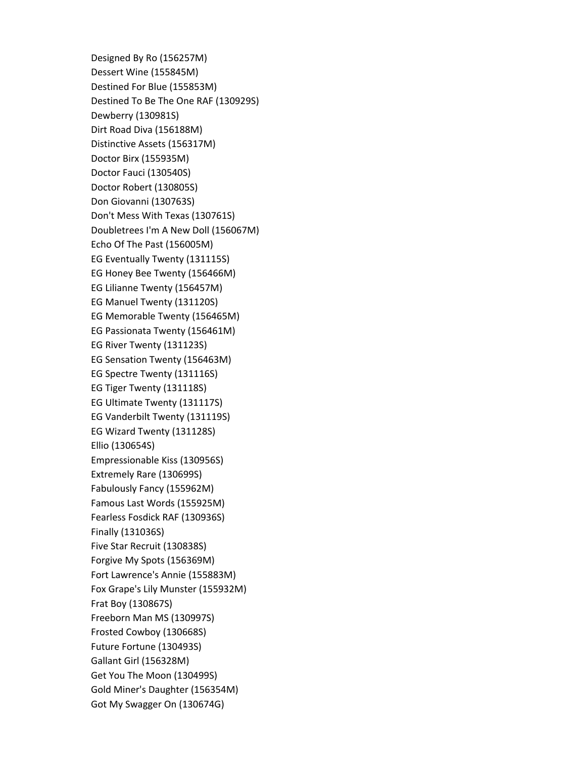Designed By Ro (156257M)
Dessert Wine (155845M)
Destined For Blue (155853M)
Destined To Be The One RAF (130929S)
Dewberry (130981S)
Dirt Road Diva (156188M)
Distinctive Assets (156317M)
Doctor Birx (155935M)
Doctor Fauci (130540S)
Doctor Robert (130805S)
Don Giovanni (130763S)
Don't Mess With Texas (130761S)
Doubletrees I'm A New Doll (156067M)
Echo Of The Past (156005M)
EG Eventually Twenty (131115S)
EG Honey Bee Twenty (156466M)
EG Lilianne Twenty (156457M)
EG Manuel Twenty (131120S)
EG Memorable Twenty (156465M)
EG Passionata Twenty (156461M)
EG River Twenty (131123S)
EG Sensation Twenty (156463M)
EG Spectre Twenty (131116S)
EG Tiger Twenty (131118S)
EG Ultimate Twenty (131117S)
EG Vanderbilt Twenty (131119S)
EG Wizard Twenty (131128S)
Ellio (130654S)
Empressionable Kiss (130956S)
Extremely Rare (130699S)
Fabulously Fancy (155962M)
Famous Last Words (155925M)
Fearless Fosdick RAF (130936S)
Finally (131036S)
Five Star Recruit (130838S)
Forgive My Spots (156369M)
Fort Lawrence's Annie (155883M)
Fox Grape's Lily Munster (155932M)
Frat Boy (130867S)
Freeborn Man MS (130997S)
Frosted Cowboy (130668S)
Future Fortune (130493S)
Gallant Girl (156328M)
Get You The Moon (130499S)
Gold Miner's Daughter (156354M)
Got My Swagger On (130674G)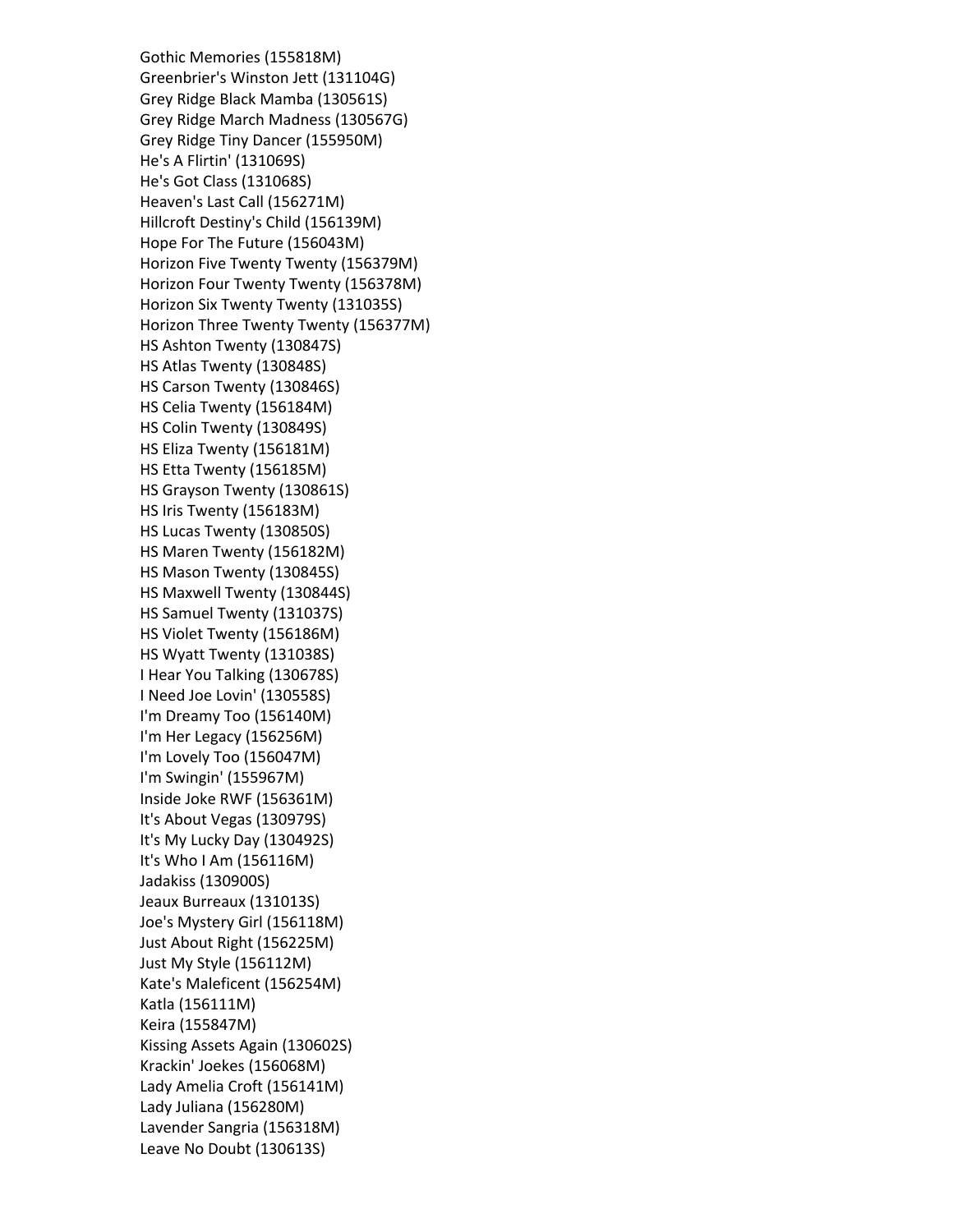Gothic Memories (155818M)
Greenbrier's Winston Jett (131104G)
Grey Ridge Black Mamba (130561S)
Grey Ridge March Madness (130567G)
Grey Ridge Tiny Dancer (155950M)
He's A Flirtin' (131069S)
He's Got Class (131068S)
Heaven's Last Call (156271M)
Hillcroft Destiny's Child (156139M)
Hope For The Future (156043M)
Horizon Five Twenty Twenty (156379M)
Horizon Four Twenty Twenty (156378M)
Horizon Six Twenty Twenty (131035S)
Horizon Three Twenty Twenty (156377M)
HS Ashton Twenty (130847S)
HS Atlas Twenty (130848S)
HS Carson Twenty (130846S)
HS Celia Twenty (156184M)
HS Colin Twenty (130849S)
HS Eliza Twenty (156181M)
HS Etta Twenty (156185M)
HS Grayson Twenty (130861S)
HS Iris Twenty (156183M)
HS Lucas Twenty (130850S)
HS Maren Twenty (156182M)
HS Mason Twenty (130845S)
HS Maxwell Twenty (130844S)
HS Samuel Twenty (131037S)
HS Violet Twenty (156186M)
HS Wyatt Twenty (131038S)
I Hear You Talking (130678S)
I Need Joe Lovin' (130558S)
I'm Dreamy Too (156140M)
I'm Her Legacy (156256M)
I'm Lovely Too (156047M)
I'm Swingin' (155967M)
Inside Joke RWF (156361M)
It's About Vegas (130979S)
It's My Lucky Day (130492S)
It's Who I Am (156116M)
Jadakiss (130900S)
Jeaux Burreaux (131013S)
Joe's Mystery Girl (156118M)
Just About Right (156225M)
Just My Style (156112M)
Kate's Maleficent (156254M)
Katla (156111M)
Keira (155847M)
Kissing Assets Again (130602S)
Krackin' Joekes (156068M)
Lady Amelia Croft (156141M)
Lady Juliana (156280M)
Lavender Sangria (156318M)
Leave No Doubt (130613S)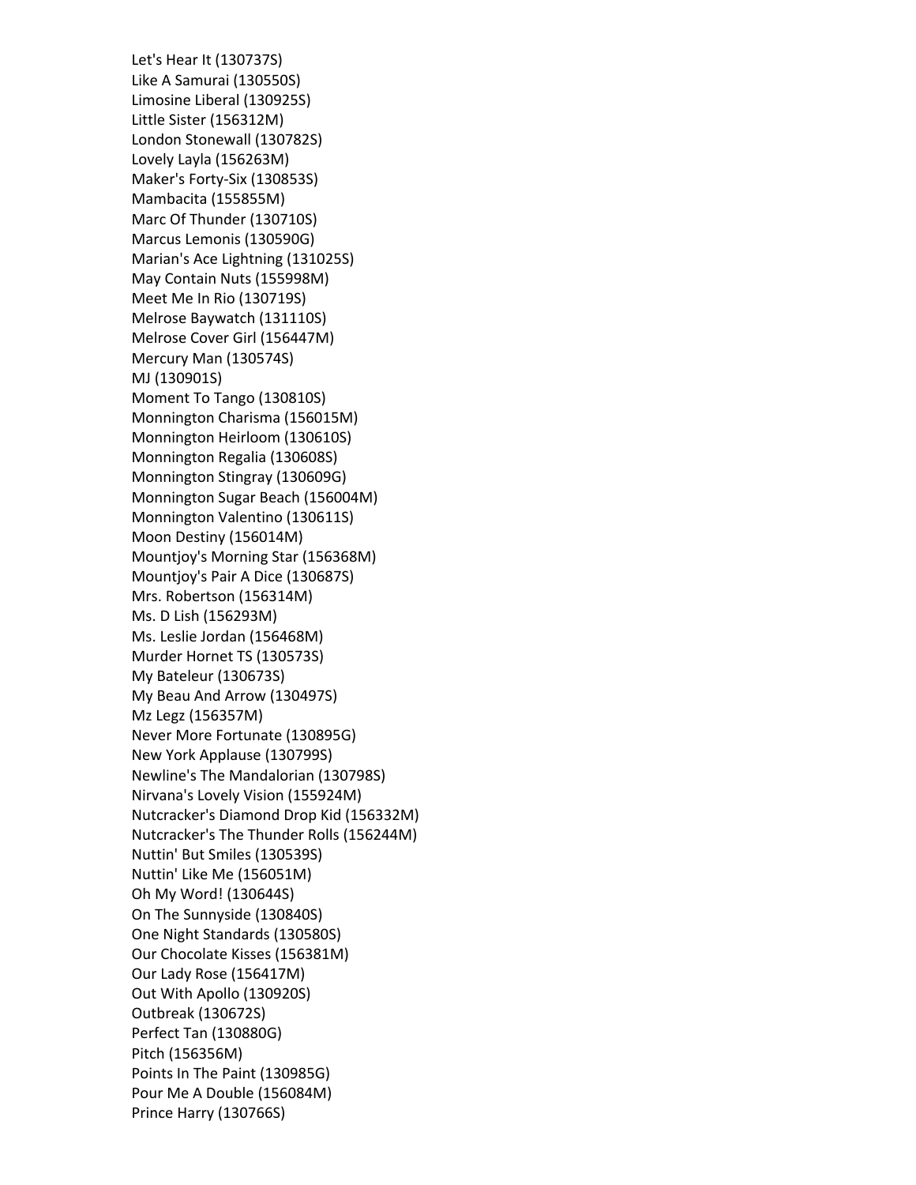Let's Hear It (130737S)
Like A Samurai (130550S)
Limosine Liberal (130925S)
Little Sister (156312M)
London Stonewall (130782S)
Lovely Layla (156263M)
Maker's Forty-Six (130853S)
Mambacita (155855M)
Marc Of Thunder (130710S)
Marcus Lemonis (130590G)
Marian's Ace Lightning (131025S)
May Contain Nuts (155998M)
Meet Me In Rio (130719S)
Melrose Baywatch (131110S)
Melrose Cover Girl (156447M)
Mercury Man (130574S)
MJ (130901S)
Moment To Tango (130810S)
Monnington Charisma (156015M)
Monnington Heirloom (130610S)
Monnington Regalia (130608S)
Monnington Stingray (130609G)
Monnington Sugar Beach (156004M)
Monnington Valentino (130611S)
Moon Destiny (156014M)
Mountjoy's Morning Star (156368M)
Mountjoy's Pair A Dice (130687S)
Mrs. Robertson (156314M)
Ms. D Lish (156293M)
Ms. Leslie Jordan (156468M)
Murder Hornet TS (130573S)
My Bateleur (130673S)
My Beau And Arrow (130497S)
Mz Legz (156357M)
Never More Fortunate (130895G)
New York Applause (130799S)
Newline's The Mandalorian (130798S)
Nirvana's Lovely Vision (155924M)
Nutcracker's Diamond Drop Kid (156332M)
Nutcracker's The Thunder Rolls (156244M)
Nuttin' But Smiles (130539S)
Nuttin' Like Me (156051M)
Oh My Word! (130644S)
On The Sunnyside (130840S)
One Night Standards (130580S)
Our Chocolate Kisses (156381M)
Our Lady Rose (156417M)
Out With Apollo (130920S)
Outbreak (130672S)
Perfect Tan (130880G)
Pitch (156356M)
Points In The Paint (130985G)
Pour Me A Double (156084M)
Prince Harry (130766S)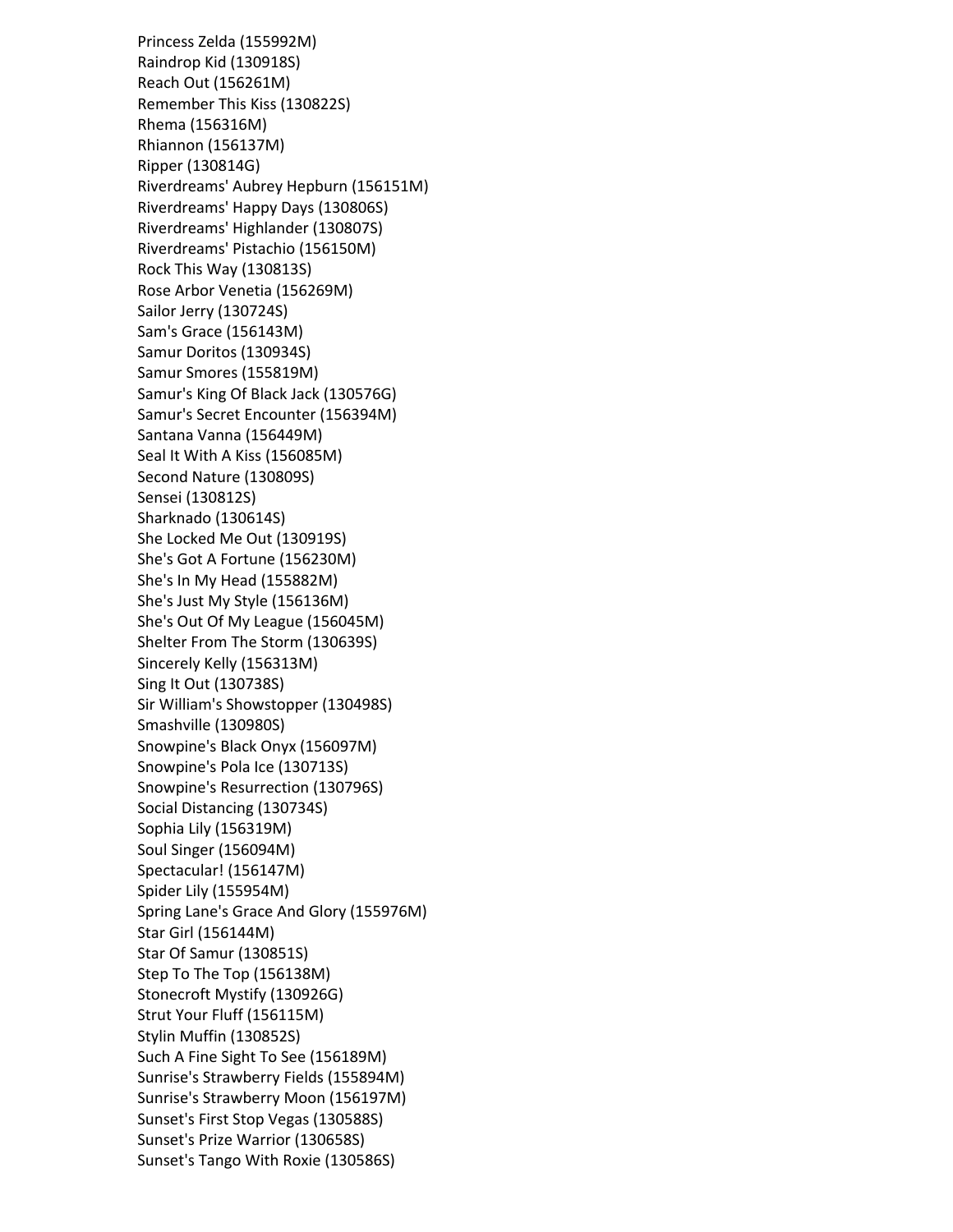Princess Zelda (155992M)
Raindrop Kid (130918S)
Reach Out (156261M)
Remember This Kiss (130822S)
Rhema (156316M)
Rhiannon (156137M)
Ripper (130814G)
Riverdreams' Aubrey Hepburn (156151M)
Riverdreams' Happy Days (130806S)
Riverdreams' Highlander (130807S)
Riverdreams' Pistachio (156150M)
Rock This Way (130813S)
Rose Arbor Venetia (156269M)
Sailor Jerry (130724S)
Sam's Grace (156143M)
Samur Doritos (130934S)
Samur Smores (155819M)
Samur's King Of Black Jack (130576G)
Samur's Secret Encounter (156394M)
Santana Vanna (156449M)
Seal It With A Kiss (156085M)
Second Nature (130809S)
Sensei (130812S)
Sharknado (130614S)
She Locked Me Out (130919S)
She's Got A Fortune (156230M)
She's In My Head (155882M)
She's Just My Style (156136M)
She's Out Of My League (156045M)
Shelter From The Storm (130639S)
Sincerely Kelly (156313M)
Sing It Out (130738S)
Sir William's Showstopper (130498S)
Smashville (130980S)
Snowpine's Black Onyx (156097M)
Snowpine's Pola Ice (130713S)
Snowpine's Resurrection (130796S)
Social Distancing (130734S)
Sophia Lily (156319M)
Soul Singer (156094M)
Spectacular! (156147M)
Spider Lily (155954M)
Spring Lane's Grace And Glory (155976M)
Star Girl (156144M)
Star Of Samur (130851S)
Step To The Top (156138M)
Stonecroft Mystify (130926G)
Strut Your Fluff (156115M)
Stylin Muffin (130852S)
Such A Fine Sight To See (156189M)
Sunrise's Strawberry Fields (155894M)
Sunrise's Strawberry Moon (156197M)
Sunset's First Stop Vegas (130588S)
Sunset's Prize Warrior (130658S)
Sunset's Tango With Roxie (130586S)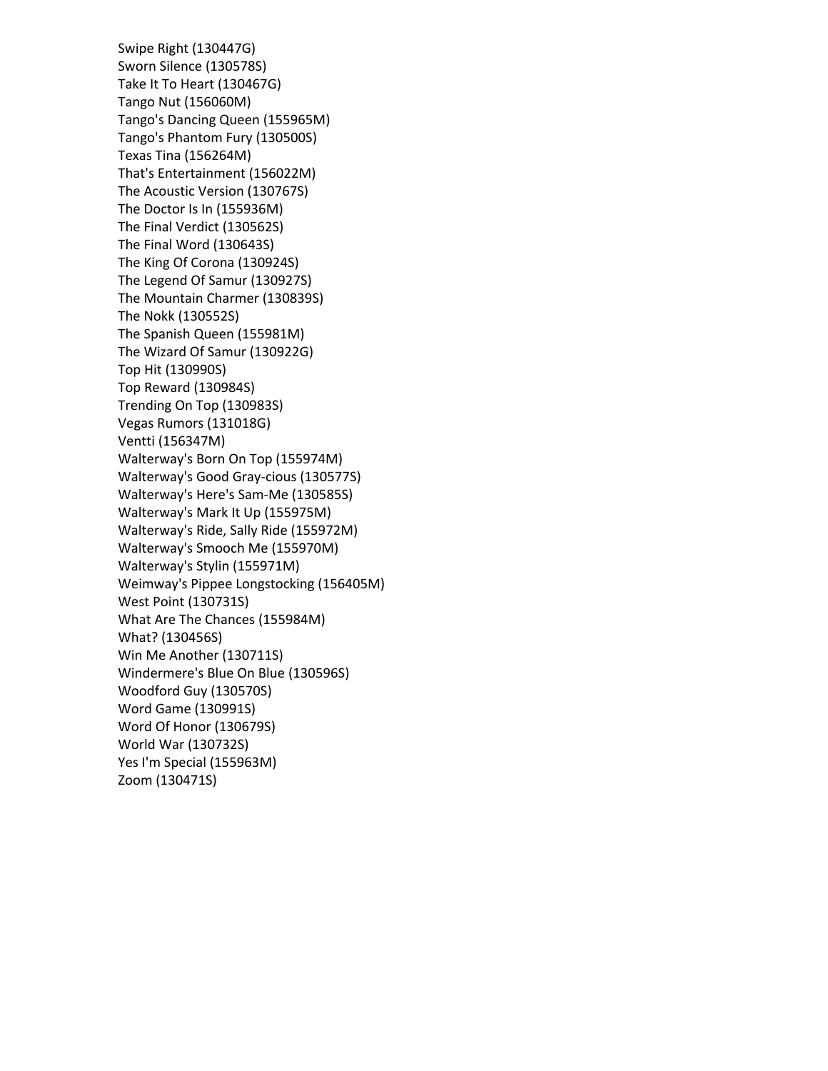Swipe Right (130447G)
Sworn Silence (130578S)
Take It To Heart (130467G)
Tango Nut (156060M)
Tango's Dancing Queen (155965M)
Tango's Phantom Fury (130500S)
Texas Tina (156264M)
That's Entertainment (156022M)
The Acoustic Version (130767S)
The Doctor Is In (155936M)
The Final Verdict (130562S)
The Final Word (130643S)
The King Of Corona (130924S)
The Legend Of Samur (130927S)
The Mountain Charmer (130839S)
The Nokk (130552S)
The Spanish Queen (155981M)
The Wizard Of Samur (130922G)
Top Hit (130990S)
Top Reward (130984S)
Trending On Top (130983S)
Vegas Rumors (131018G)
Ventti (156347M)
Walterway's Born On Top (155974M)
Walterway's Good Gray-cious (130577S)
Walterway's Here's Sam-Me (130585S)
Walterway's Mark It Up (155975M)
Walterway's Ride, Sally Ride (155972M)
Walterway's Smooch Me (155970M)
Walterway's Stylin (155971M)
Weimway's Pippee Longstocking (156405M)
West Point (130731S)
What Are The Chances (155984M)
What? (130456S)
Win Me Another (130711S)
Windermere's Blue On Blue (130596S)
Woodford Guy (130570S)
Word Game (130991S)
Word Of Honor (130679S)
World War (130732S)
Yes I'm Special (155963M)
Zoom (130471S)